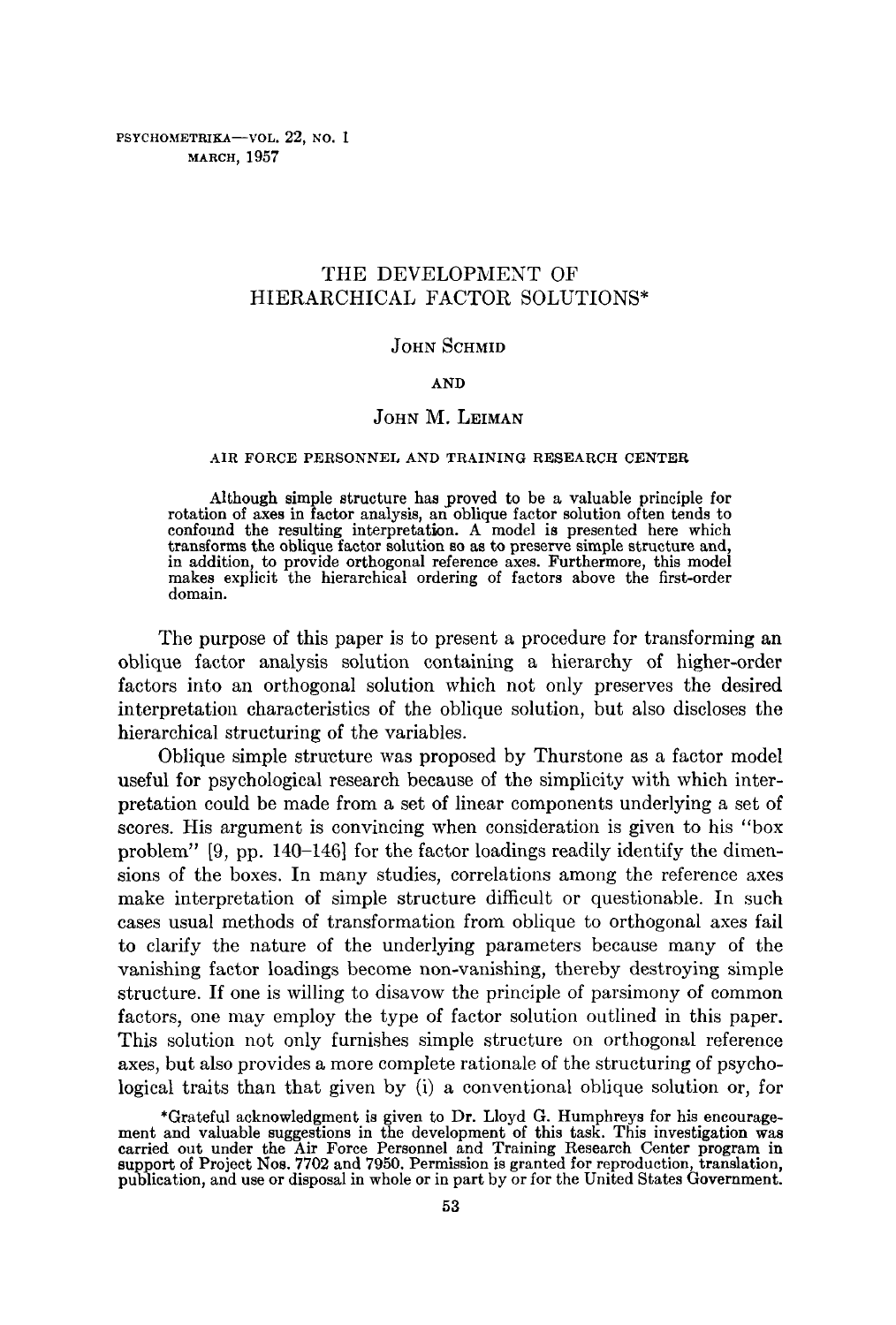# THE DEVELOPMENT OF HIERARCHICAL FACTOR SOLUTIONS*

JOHN SCHMID

AND

JOHN M. LEIMAN

AIR FORCE PERSONNEL AND TRAINING RESEARCH CENTER

Although simple structure has proved to be a valuable principle for rotation of axes in factor analysis, an oblique factor solution often tends to confound the resulting interpretation. A model is presented here which transforms the oblique factor solution so as to preserve simple structure and, in addition, to provide orthogonal reference axes. Furthermore, this model makes explicit the hierarchical ordering of factors above the first-order domain.

The purpose of this paper is to present a procedure for transforming an oblique factor analysis solution containing a hierarchy of higher-order factors into an orthogonal solution which not only preserves the desired interpretation characteristics of the oblique solution, but also discloses the hierarchical structuring of the variables.

Oblique simple structure was proposed by Thurstone as a factor model useful for psychological research because of the simplicity with which interpretation could be made from a set of linear components underlying a set of scores. His argument is convincing when consideration is given to his "box problem" [9, pp. 140–146] for the factor loadings readily identify the dimensions of the boxes. In many studies, correlations among the reference axes make interpretation of simple structure difficult or questionable. In such cases usual methods of transformation from oblique to orthogonal axes fail to clarify the nature of the underlying parameters because many of the vanishing factor loadings become non-vanishing, thereby destroying simple structure. If one is willing to disavow the principle of parsimony of common factors, one may employ the type of factor solution outlined in this paper. This solution not only furnishes simple structure on orthogonal reference axes, but also provides a more complete rationale of the structuring of psychological traits than that given by (i) a conventional oblique solution or, for

*Grateful acknowledgment is given to Dr. Lloyd G. Humphreys for his encouragement and valuable suggestions in the development of this task. This investigation was carried out under the Air Force Personnel and Training Research Center program in support of Project Nos. 7702 and 7950. Permission is granted for reproduction, translation, publication, and use or disposal in whole or in part by or for the United States Government.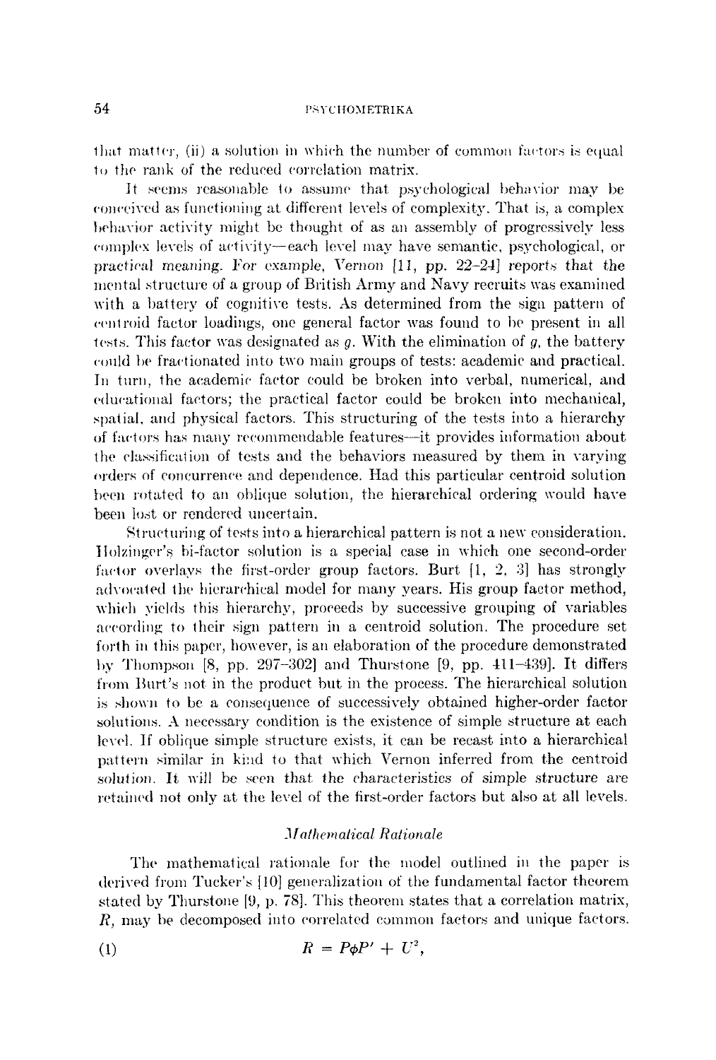that matter, (ii) a solution in which the number of common factors is equal to the rank of the reduced correlation matrix.

It seems reasonable to assume that psychological behavior may be conceived as functioning at different levels of complexity. That is, a complex behavior activity might be thought of as an assembly of progressively less complex levels of activity—each level may have semantic, psychological, or practical meaning. For example, Vernon [11, pp. 22–24] reports that the mental structure of a group of British Army and Navy recruits was examined with a battery of cognitive tests. As determined from the sign pattern of centroid factor loadings, one general factor was found to be present in all tests. This factor was designated as $g$. With the elimination of $g$, the battery could be fractionated into two main groups of tests: academic and practical. In turn, the academic factor could be broken into verbal, numerical, and educational factors; the practical factor could be broken into mechanical, spatial, and physical factors. This structuring of the tests into a hierarchy of factors has many recommendable features—it provides information about the classification of tests and the behaviors measured by them in varying orders of concurrence and dependence. Had this particular centroid solution been rotated to an oblique solution, the hierarchical ordering would have been lost or rendered uncertain.

Structuring of tests into a hierarchical pattern is not a new consideration. Holzinger's bi-factor solution is a special case in which one second-order factor overlays the first-order group factors. Burt [1, 2, 3] has strongly advocated the hierarchical model for many years. His group factor method, which yields this hierarchy, proceeds by successive grouping of variables according to their sign pattern in a centroid solution. The procedure set forth in this paper, however, is an elaboration of the procedure demonstrated by Thompson [8, pp. 297–302] and Thurstone [9, pp. 411–439]. It differs from Burt's not in the product but in the process. The hierarchical solution is shown to be a consequence of successively obtained higher-order factor solutions. A necessary condition is the existence of simple structure at each level. If oblique simple structure exists, it can be recast into a hierarchical pattern similar in kind to that which Vernon inferred from the centroid solution. It will be seen that the characteristics of simple structure are retained not only at the level of the first-order factors but also at all levels.

### *Mathematical Rationale*

The mathematical rationale for the model outlined in the paper is derived from Tucker's [10] generalization of the fundamental factor theorem stated by Thurstone [9, p. 78]. This theorem states that a correlation matrix, $R$, may be decomposed into correlated common factors and unique factors.

$$R = P\phi P' + U^2, \tag{1}$$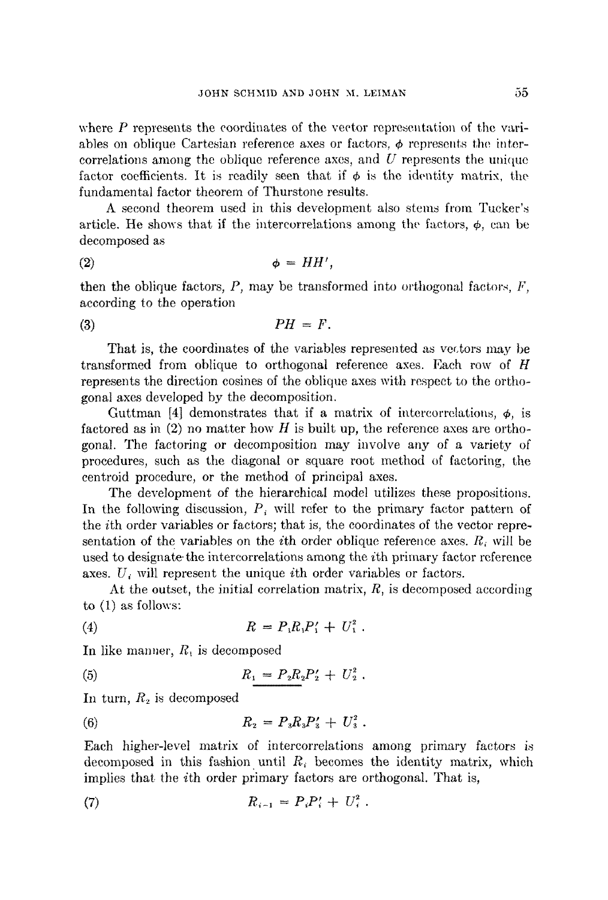where $P$ represents the coordinates of the vector representation of the variables on oblique Cartesian reference axes or factors, $\phi$ represents the intercorrelations among the oblique reference axes, and $U$ represents the unique factor coefficients. It is readily seen that if $\phi$ is the identity matrix, the fundamental factor theorem of Thurstone results.

A second theorem used in this development also stems from Tucker's article. He shows that if the intercorrelations among the factors, $\phi$, can be decomposed as

$$\phi = HH', \tag{2}$$

then the oblique factors, $P$, may be transformed into orthogonal factors, $F$, according to the operation

$$PH = F. \tag{3}$$

That is, the coordinates of the variables represented as vectors may be transformed from oblique to orthogonal reference axes. Each row of $H$ represents the direction cosines of the oblique axes with respect to the orthogonal axes developed by the decomposition.

Guttman [4] demonstrates that if a matrix of intercorrelations, $\phi$, is factored as in (2) no matter how $H$ is built up, the reference axes are orthogonal. The factoring or decomposition may involve any of a variety of procedures, such as the diagonal or square root method of factoring, the centroid procedure, or the method of principal axes.

The development of the hierarchical model utilizes these propositions. In the following discussion, $P_i$ will refer to the primary factor pattern of the $i$th order variables or factors; that is, the coordinates of the vector representation of the variables on the $i$th order oblique reference axes. $R_i$ will be used to designate the intercorrelations among the $i$th primary factor reference axes. $U_i$ will represent the unique $i$th order variables or factors.

At the outset, the initial correlation matrix, $R$, is decomposed according to (1) as follows:

$$R = P_1R_1P_1' + U_1^2. \tag{4}$$

In like manner, $R_1$ is decomposed

$$R_1 = P_2R_2P_2' + U_2^2. \tag{5}$$

In turn, $R_2$ is decomposed

$$R_2 = P_3R_3P_3' + U_3^2. \tag{6}$$

Each higher-level matrix of intercorrelations among primary factors is decomposed in this fashion until $R_i$ becomes the identity matrix, which implies that the $i$th order primary factors are orthogonal. That is,

$$R_{i-1} = P_iP_i' + U_i^2. \tag{7}$$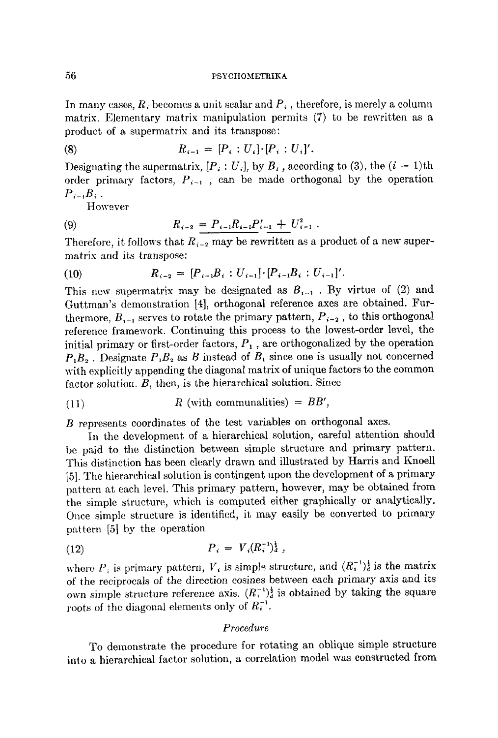In many cases, $R_i$ becomes a unit scalar and $P_i$, therefore, is merely a column matrix. Elementary matrix manipulation permits (7) to be rewritten as a product of a supermatrix and its transpose:

$$R_{i-1} = [P_i : U_i] \cdot [P_i : U_i]'. \tag{8}$$

Designating the supermatrix, $[P_i : U_i]$, by $B_i$, according to (3), the $(i - 1)$th order primary factors, $P_{i-1}$, can be made orthogonal by the operation $P_{i-1}B_i$.

However

$$R_{i-2} = \underline{P_{i-1}R_{i-1}P'_{i-1}} + U^2_{i-1}. \tag{9}$$

Therefore, it follows that $R_{i-2}$ may be rewritten as a product of a new supermatrix and its transpose:

$$R_{i-2} = [P_{i-1}B_i : U_{i-1}] \cdot [P_{i-1}B_i : U_{i-1}]'. \tag{10}$$

This new supermatrix may be designated as $B_{i-1}$. By virtue of (2) and Guttman's demonstration [4], orthogonal reference axes are obtained. Furthermore, $B_{i-1}$ serves to rotate the primary pattern, $P_{i-2}$, to this orthogonal reference framework. Continuing this process to the lowest-order level, the initial primary or first-order factors, $P_1$, are orthogonalized by the operation $P_1B_2$. Designate $P_1B_2$ as $B$ instead of $B_1$ since one is usually not concerned with explicitly appending the diagonal matrix of unique factors to the common factor solution. $B$, then, is the hierarchical solution. Since

$$R \text{ (with communalities)} = BB', \tag{11}$$

$B$ represents coordinates of the test variables on orthogonal axes.

In the development of a hierarchical solution, careful attention should be paid to the distinction between simple structure and primary pattern. This distinction has been clearly drawn and illustrated by Harris and Knoell [5]. The hierarchical solution is contingent upon the development of a primary pattern at each level. This primary pattern, however, may be obtained from the simple structure, which is computed either graphically or analytically. Once simple structure is identified, it may easily be converted to primary pattern [5] by the operation

$$P_i = V_i(R_i^{-1})_d^{\frac{1}{2}}, \tag{12}$$

where $P_i$ is primary pattern, $V_i$ is simple structure, and $(R_i^{-1})_d^{\frac{1}{2}}$ is the matrix of the reciprocals of the direction cosines between each primary axis and its own simple structure reference axis. $(R_i^{-1})_d^{\frac{1}{2}}$ is obtained by taking the square roots of the diagonal elements only of $R_i^{-1}$.

### *Procedure*

To demonstrate the procedure for rotating an oblique simple structure into a hierarchical factor solution, a correlation model was constructed from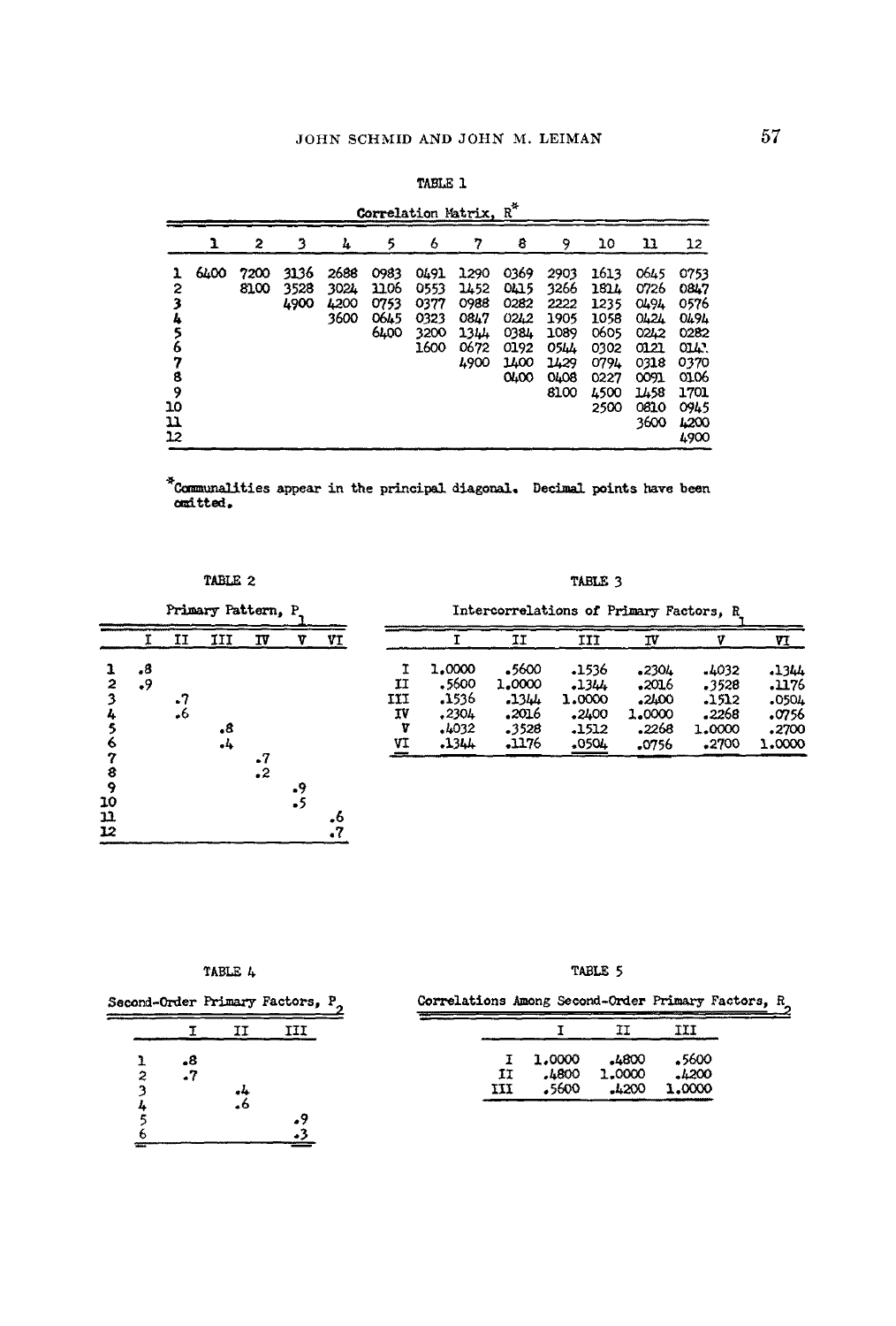TABLE 1

Correlation Matrix, $R^*$

| | 1 | 2 | 3 | 4 | 5 | 6 | 7 | 8 | 9 | 10 | 11 | 12 |
|---|---|---|---|---|---|---|---|---|---|---|---|---|
| 1 | 6400 | 7200 | 3136 | 2688 | 0983 | 0491 | 1290 | 0369 | 2903 | 1613 | 0645 | 0753 |
| 2 | | 8100 | 3528 | 3024 | 1106 | 0553 | 1452 | 0415 | 3266 | 1814 | 0726 | 0847 |
| 3 | | | 4900 | 4200 | 0753 | 0377 | 0988 | 0282 | 2222 | 1235 | 0494 | 0576 |
| 4 | | | | 3600 | 0645 | 0323 | 0847 | 0242 | 1905 | 1058 | 0424 | 0494 |
| 5 | | | | | 6400 | 3200 | 1344 | 0384 | 1089 | 0605 | 0242 | 0282 |
| 6 | | | | | | 1600 | 0672 | 0192 | 0544 | 0302 | 0121 | 0141 |
| 7 | | | | | | | 4900 | 1400 | 1429 | 0794 | 0318 | 0370 |
| 8 | | | | | | | | 0400 | 0408 | 0227 | 0091 | 0106 |
| 9 | | | | | | | | | 8100 | 4500 | 1458 | 1701 |
| 10 | | | | | | | | | | 2500 | 0810 | 0945 |
| 11 | | | | | | | | | | | 3600 | 4200 |
| 12 | | | | | | | | | | | | 4900 |

*Communalities appear in the principal diagonal. Decimal points have been omitted.

TABLE 2

Primary Pattern, $P_1$

| | I | II | III | IV | V | VI |
|---|---|---|---|---|---|---|
| 1 | .8 | | | | | |
| 2 | .9 | | | | | |
| 3 | | .7 | | | | |
| 4 | | .6 | | | | |
| 5 | | | .8 | | | |
| 6 | | | .4 | | | |
| 7 | | | | .7 | | |
| 8 | | | | .2 | | |
| 9 | | | | | .9 | |
| 10 | | | | | .5 | |
| 11 | | | | | | .6 |
| 12 | | | | | | .7 |

TABLE 3

Intercorrelations of Primary Factors, $R_1$

| | I | II | III | IV | V | VI |
|---|---|---|---|---|---|---|
| I | 1.0000 | .5600 | .1536 | .2304 | .4032 | .1344 |
| II | .5600 | 1.0000 | .1344 | .2016 | .3528 | .1176 |
| III | .1536 | .1344 | 1.0000 | .2400 | .1512 | .0504 |
| IV | .2304 | .2016 | .2400 | 1.0000 | .2268 | .0756 |
| V | .4032 | .3528 | .1512 | .2268 | 1.0000 | .2700 |
| VI | .1344 | .1176 | .0504 | .0756 | .2700 | 1.0000 |

TABLE 4

Second-Order Primary Factors, $P_2$

| | I | II | III |
|---|---|---|---|
| 1 | .8 | | |
| 2 | .7 | | |
| 3 | | .4 | |
| 4 | | .6 | |
| 5 | | | .9 |
| 6 | | | .3 |

TABLE 5

Correlations Among Second-Order Primary Factors, $R_2$

| | I | II | III |
|---|---|---|---|
| I | 1.0000 | .4800 | .5600 |
| II | .4800 | 1.0000 | .4200 |
| III | .5600 | .4200 | 1.0000 |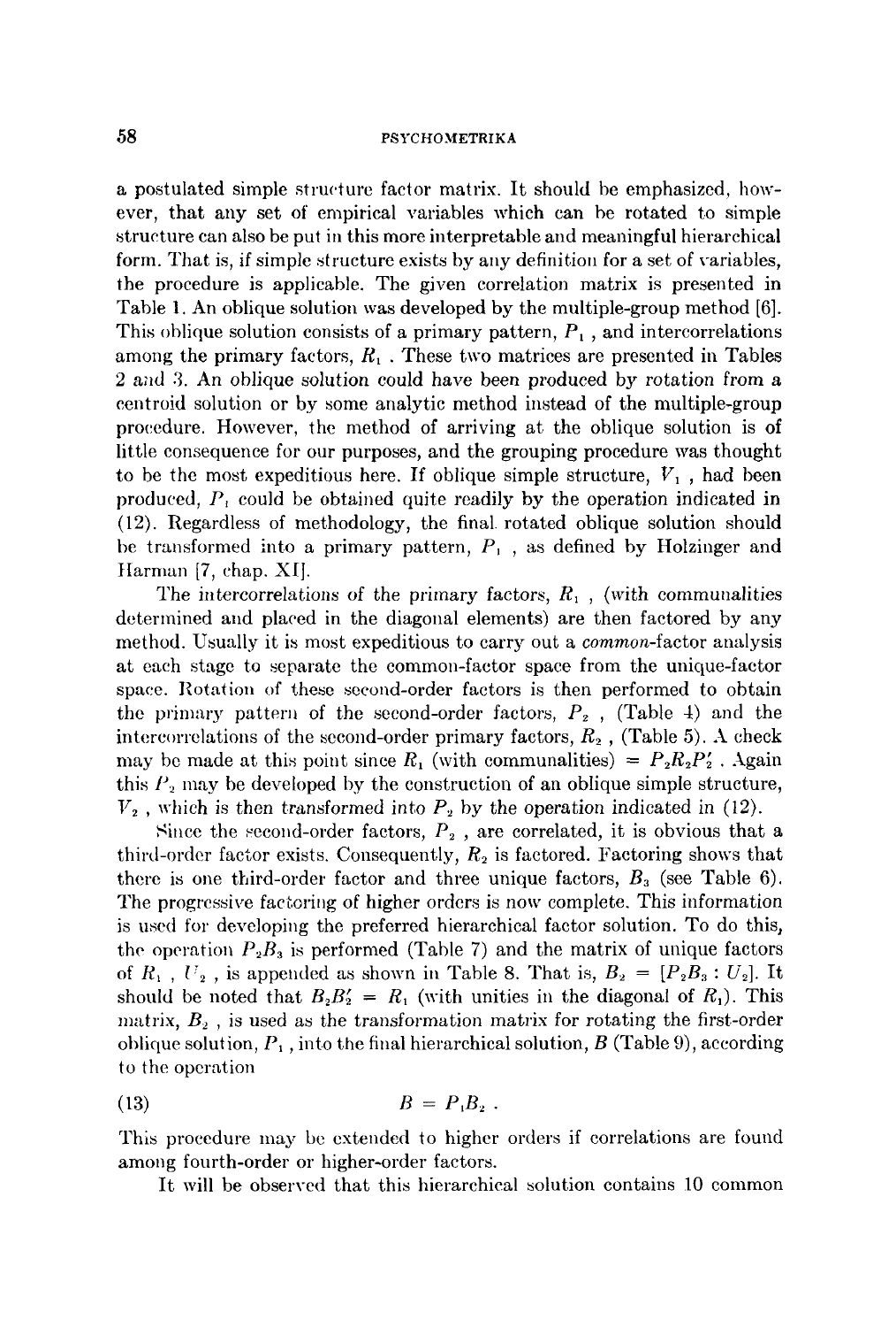a postulated simple structure factor matrix. It should be emphasized, however, that any set of empirical variables which can be rotated to simple structure can also be put in this more interpretable and meaningful hierarchical form. That is, if simple structure exists by any definition for a set of variables, the procedure is applicable. The given correlation matrix is presented in Table 1. An oblique solution was developed by the multiple-group method [6]. This oblique solution consists of a primary pattern, $P_1$, and intercorrelations among the primary factors, $R_1$. These two matrices are presented in Tables 2 and 3. An oblique solution could have been produced by rotation from a centroid solution or by some analytic method instead of the multiple-group procedure. However, the method of arriving at the oblique solution is of little consequence for our purposes, and the grouping procedure was thought to be the most expeditious here. If oblique simple structure, $V_1$, had been produced, $P_1$ could be obtained quite readily by the operation indicated in (12). Regardless of methodology, the final rotated oblique solution should be transformed into a primary pattern, $P_1$, as defined by Holzinger and Harman [7, chap. XI].

The intercorrelations of the primary factors, $R_1$, (with communalities determined and placed in the diagonal elements) are then factored by any method. Usually it is most expeditious to carry out a *common*-factor analysis at each stage to separate the common-factor space from the unique-factor space. Rotation of these second-order factors is then performed to obtain the primary pattern of the second-order factors, $P_2$, (Table 4) and the intercorrelations of the second-order primary factors, $R_2$, (Table 5). A check may be made at this point since $R_1$ (with communalities) $= P_2R_2P_2'$. Again this $P_2$ may be developed by the construction of an oblique simple structure, $V_2$, which is then transformed into $P_2$ by the operation indicated in (12).

Since the second-order factors, $P_2$, are correlated, it is obvious that a third-order factor exists. Consequently, $R_2$ is factored. Factoring shows that there is one third-order factor and three unique factors, $B_3$ (see Table 6). The progressive factoring of higher orders is now complete. This information is used for developing the preferred hierarchical factor solution. To do this, the operation $P_2B_3$ is performed (Table 7) and the matrix of unique factors of $R_1$, $U_2$, is appended as shown in Table 8. That is, $B_2 = [P_2B_3 : U_2]$. It should be noted that $B_2B_2' = R_1$ (with unities in the diagonal of $R_1$). This matrix, $B_2$, is used as the transformation matrix for rotating the first-order oblique solution, $P_1$, into the final hierarchical solution, $B$ (Table 9), according to the operation

$$(13) \qquad B = P_1B_2 .$$

This procedure may be extended to higher orders if correlations are found among fourth-order or higher-order factors.

It will be observed that this hierarchical solution contains 10 common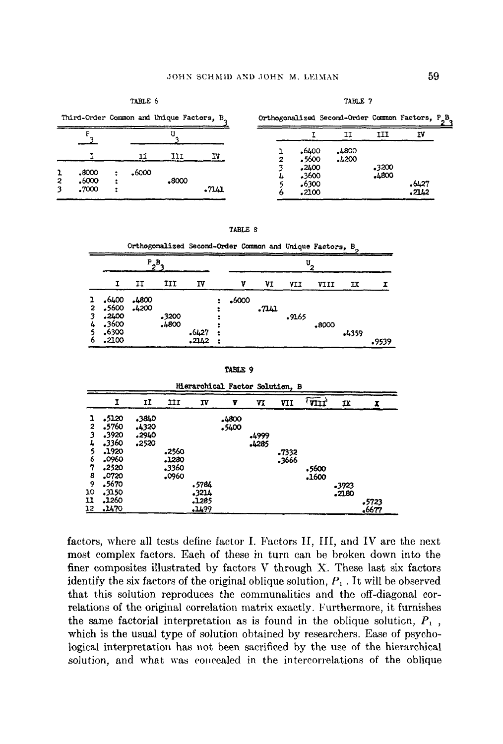TABLE 6

Third-Order Common and Unique Factors, $B_3$

| | $P_3$ | | $U_3$ | | |
|---|---|---|---|---|---|
| | I | | II | III | IV |
| 1 | .8000 | : | .6000 | | |
| 2 | .6000 | : | | .8000 | |
| 3 | .7000 | : | | | .7141 |

TABLE 7

Orthogonalized Second-Order Common Factors, $P_2B_3$

| | I | II | III | IV |
|---|---|---|---|---|
| 1 | .6400 | .4800 | | |
| 2 | .5600 | .4200 | | |
| 3 | .2400 | | .3200 | |
| 4 | .3600 | | .4800 | |
| 5 | .6300 | | | .6427 |
| 6 | .2100 | | | .2142 |

TABLE 8

Orthogonalized Second-Order Common and Unique Factors, $B_2$

| | $P_2B_3$ | | | | | $U_2$ | | | | | |
|---|---|---|---|---|---|---|---|---|---|---|---|
| | I | II | III | IV | | V | VI | VII | VIII | IX | X |
| 1 | .6400 | .4800 | | | : | .6000 | | | | | |
| 2 | .5600 | .4200 | | | : | | .7141 | | | | |
| 3 | .2400 | | .3200 | | : | | | .9165 | | | |
| 4 | .3600 | | .4800 | | : | | | | .8000 | | |
| 5 | .6300 | | | .6427 | : | | | | | .4359 | |
| 6 | .2100 | | | .2142 | : | | | | | | .9539 |

TABLE 9

Hierarchical Factor Solution, B

| | I | II | III | IV | V | VI | VII | VIII | IX | X |
|---|---|---|---|---|---|---|---|---|---|---|
| 1 | .5120 | .3840 | | | .4800 | | | | | |
| 2 | .5760 | .4320 | | | .5400 | | | | | |
| 3 | .3920 | .2940 | | | | .4999 | | | | |
| 4 | .3360 | .2520 | | | | .4285 | | | | |
| 5 | .1920 | | .2560 | | | | .7332 | | | |
| 6 | .0960 | | .1280 | | | | .3666 | | | |
| 7 | .2520 | | .3360 | | | | | .5600 | | |
| 8 | .0720 | | .0960 | | | | | .1600 | | |
| 9 | .5670 | | | .5784 | | | | | .3923 | |
| 10 | .3150 | | | .3214 | | | | | .2180 | |
| 11 | .1260 | | | .1285 | | | | | | .5723 |
| 12 | .1470 | | | .1499 | | | | | | .6677 |

factors, where all tests define factor I. Factors II, III, and IV are the next most complex factors. Each of these in turn can be broken down into the finer composites illustrated by factors V through X. These last six factors identify the six factors of the original oblique solution, $P_1$. It will be observed that this solution reproduces the communalities and the off-diagonal correlations of the original correlation matrix exactly. Furthermore, it furnishes the same factorial interpretation as is found in the oblique solution, $P_1$, which is the usual type of solution obtained by researchers. Ease of psychological interpretation has not been sacrificed by the use of the hierarchical solution, and what was concealed in the intercorrelations of the oblique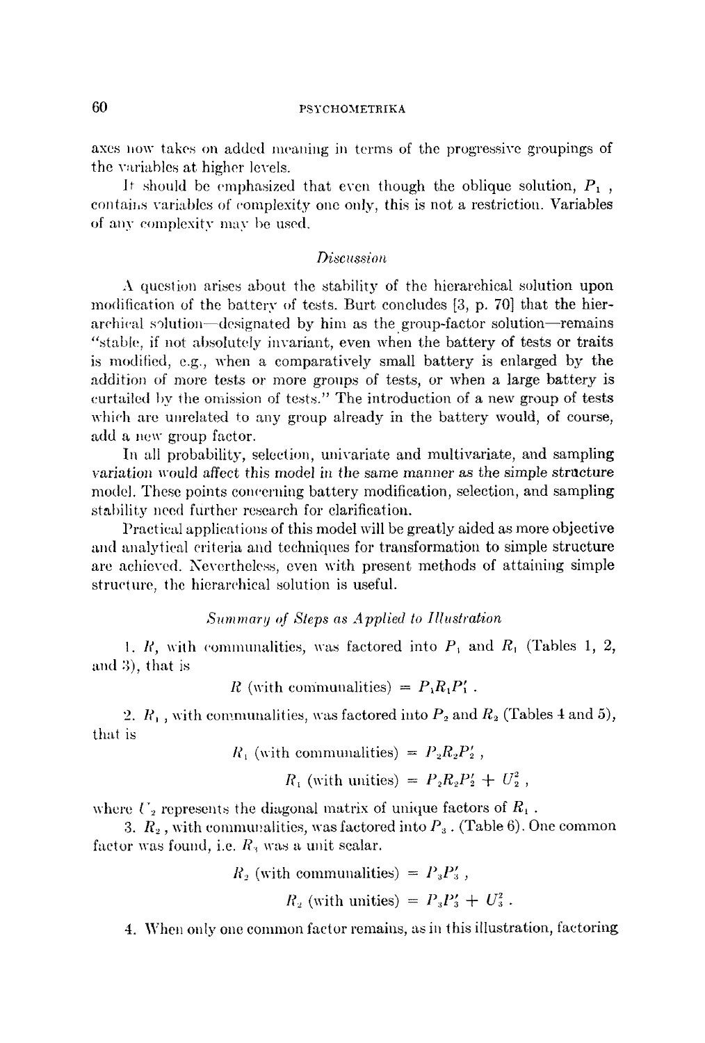axes now takes on added meaning in terms of the progressive groupings of the variables at higher levels.

It should be emphasized that even though the oblique solution, $P_1$, contains variables of complexity one only, this is not a restriction. Variables of any complexity may be used.

### *Discussion*

A question arises about the stability of the hierarchical solution upon modification of the battery of tests. Burt concludes [3, p. 70] that the hierarchical solution—designated by him as the group-factor solution—remains "stable, if not absolutely invariant, even when the battery of tests or traits is modified, e.g., when a comparatively small battery is enlarged by the addition of more tests or more groups of tests, or when a large battery is curtailed by the omission of tests." The introduction of a new group of tests which are unrelated to any group already in the battery would, of course, add a new group factor.

In all probability, selection, univariate and multivariate, and sampling variation would affect this model in the same manner as the simple structure model. These points concerning battery modification, selection, and sampling stability need further research for clarification.

Practical applications of this model will be greatly aided as more objective and analytical criteria and techniques for transformation to simple structure are achieved. Nevertheless, even with present methods of attaining simple structure, the hierarchical solution is useful.

### *Summary of Steps as Applied to Illustration*

1. $R$, with communalities, was factored into $P_1$ and $R_1$ (Tables 1, 2, and 3), that is

$$R \text{ (with communalities)} = P_1 R_1 P_1' .$$

2. $R_1$, with communalities, was factored into $P_2$ and $R_2$ (Tables 4 and 5), that is

$$R_1 \text{ (with communalities)} = P_2 R_2 P_2' ,$$

$$R_1 \text{ (with unities)} = P_2 R_2 P_2' + U_2^2 ,$$

where $U_2$ represents the diagonal matrix of unique factors of $R_1$.

3. $R_2$, with communalities, was factored into $P_3$. (Table 6). One common factor was found, i.e. $R_3$ was a unit scalar.

$$R_2 \text{ (with communalities)} = P_3 P_3' ,$$

$$R_2 \text{ (with unities)} = P_3 P_3' + U_3^2 .$$

4. When only one common factor remains, as in this illustration, factoring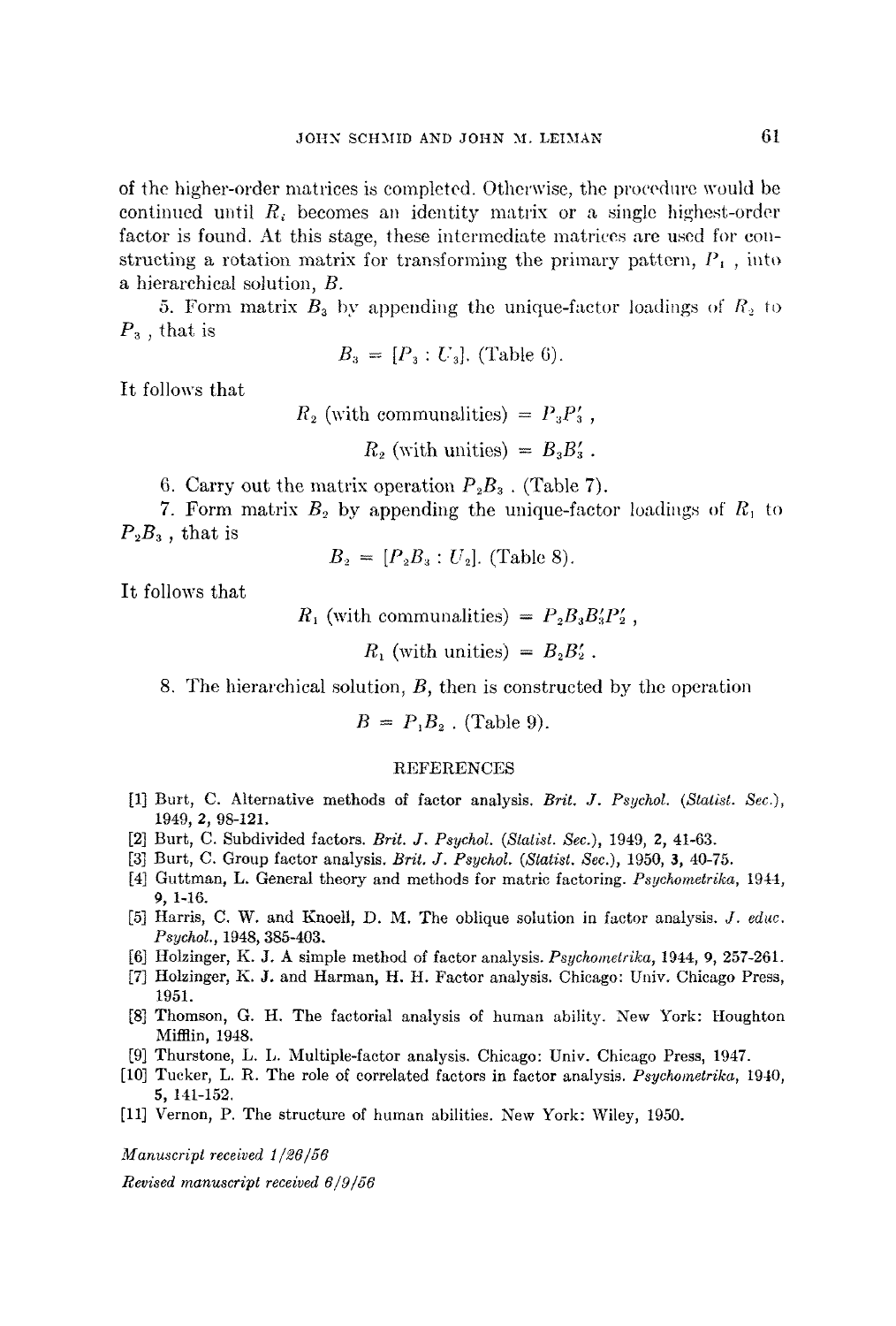of the higher-order matrices is completed. Otherwise, the procedure would be continued until $R_i$ becomes an identity matrix or a single highest-order factor is found. At this stage, these intermediate matrices are used for constructing a rotation matrix for transforming the primary pattern, $P_1$, into a hierarchical solution, $B$.

5. Form matrix $B_3$ by appending the unique-factor loadings of $R_2$ to $P_3$, that is

$$B_3 = [P_3 : U_3]. \text{ (Table 6).}$$

It follows that

$$R_2 \text{ (with communalities)} = P_3P_3',$$

$$R_2 \text{ (with unities)} = B_3B_3'.$$

6. Carry out the matrix operation $P_2B_3$. (Table 7).

7. Form matrix $B_2$ by appending the unique-factor loadings of $R_1$ to $P_2B_3$, that is

$$B_2 = [P_2B_3 : U_2]. \text{ (Table 8).}$$

It follows that

$$R_1 \text{ (with communalities)} = P_2B_3B_3'P_2',$$

$$R_1 \text{ (with unities)} = B_2B_2'.$$

8. The hierarchical solution, $B$, then is constructed by the operation

$$B = P_1B_2. \text{ (Table 9).}$$

## REFERENCES

[1] Burt, C. Alternative methods of factor analysis. *Brit. J. Psychol. (Statist. Sec.)*, 1949, **2**, 98-121.

[2] Burt, C. Subdivided factors. *Brit. J. Psychol. (Statist. Sec.)*, 1949, **2**, 41-63.

[3] Burt, C. Group factor analysis. *Brit. J. Psychol. (Statist. Sec.)*, 1950, **3**, 40-75.

[4] Guttman, L. General theory and methods for matric factoring. *Psychometrika*, 1944, **9**, 1-16.

[5] Harris, C. W. and Knoell, D. M. The oblique solution in factor analysis. *J. educ. Psychol.*, 1948, 385-403.

[6] Holzinger, K. J. A simple method of factor analysis. *Psychometrika*, 1944, **9**, 257-261.

[7] Holzinger, K. J. and Harman, H. H. Factor analysis. Chicago: Univ. Chicago Press, 1951.

[8] Thomson, G. H. The factorial analysis of human ability. New York: Houghton Mifflin, 1948.

[9] Thurstone, L. L. Multiple-factor analysis. Chicago: Univ. Chicago Press, 1947.

[10] Tucker, L. R. The role of correlated factors in factor analysis. *Psychometrika*, 1940, **5**, 141-152.

[11] Vernon, P. The structure of human abilities. New York: Wiley, 1950.

*Manuscript received 1/26/56*

*Revised manuscript received 6/9/56*